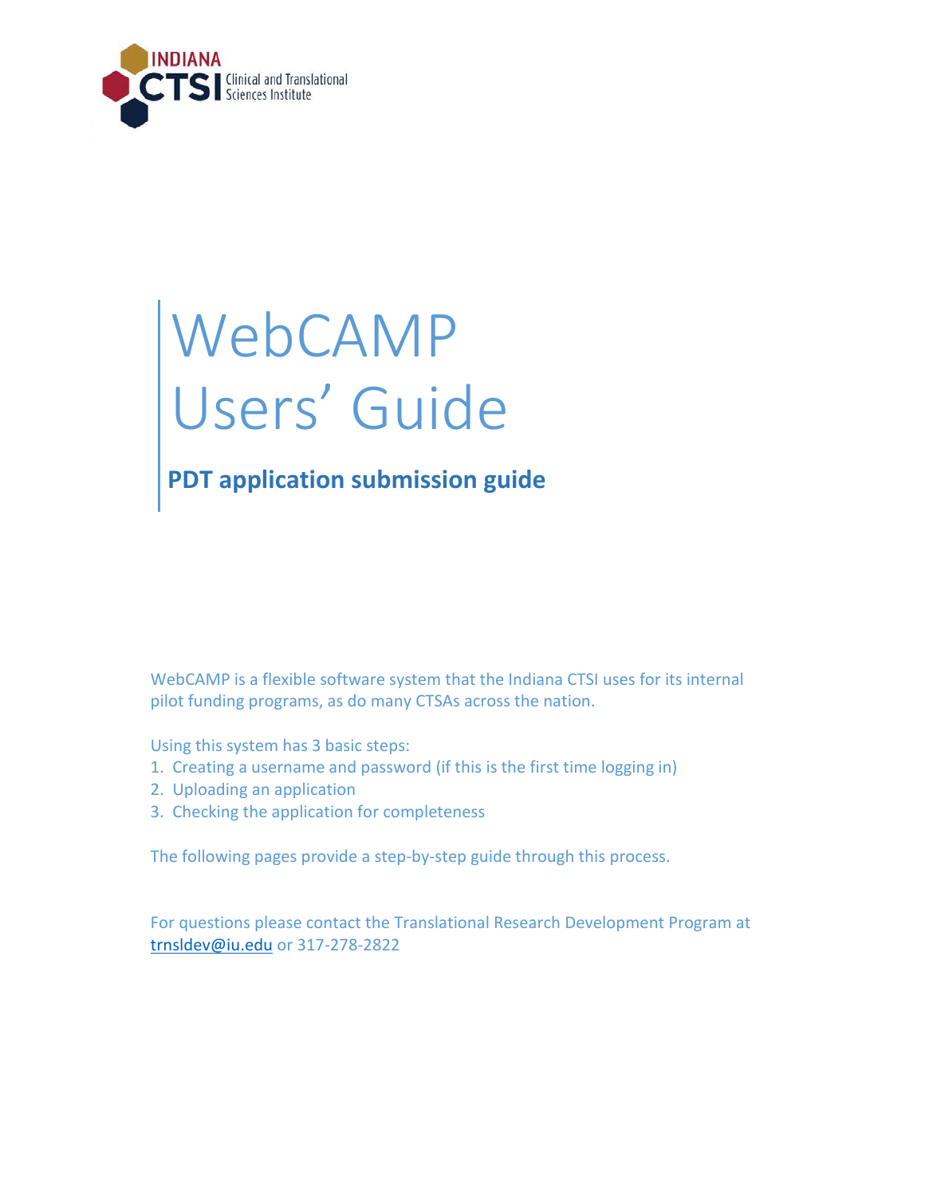INDIANA CTSI Clinical and Translational Sciences Institute

# WebCAMP Users' Guide

## PDT application submission guide

WebCAMP is a flexible software system that the Indiana CTSI uses for its internal pilot funding programs, as do many CTSAs across the nation.

Using this system has 3 basic steps:

1. Creating a username and password (if this is the first time logging in)
2. Uploading an application
3. Checking the application for completeness

The following pages provide a step-by-step guide through this process.

For questions please contact the Translational Research Development Program at trnsldev@iu.edu or 317-278-2822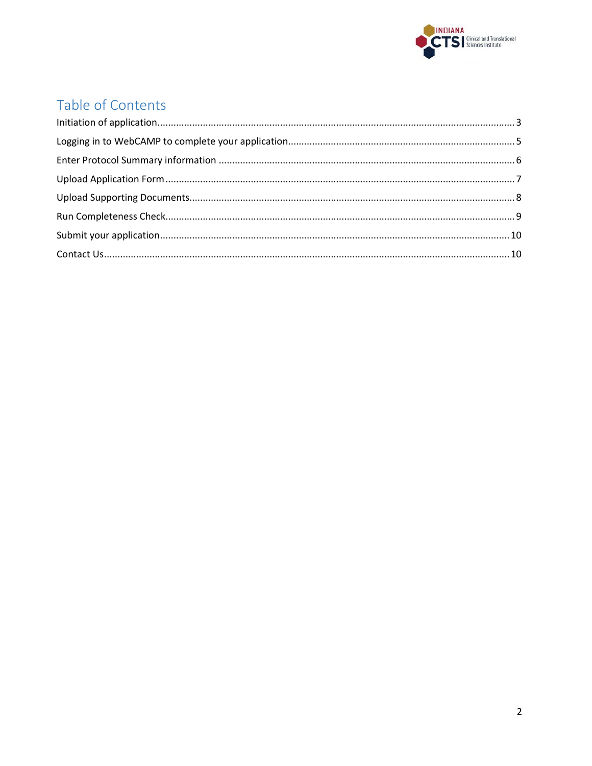# Table of Contents

Initiation of application.....3

Logging in to WebCAMP to complete your application.....5

Enter Protocol Summary information.....6

Upload Application Form.....7

Upload Supporting Documents.....8

Run Completeness Check.....9

Submit your application.....10

Contact Us.....10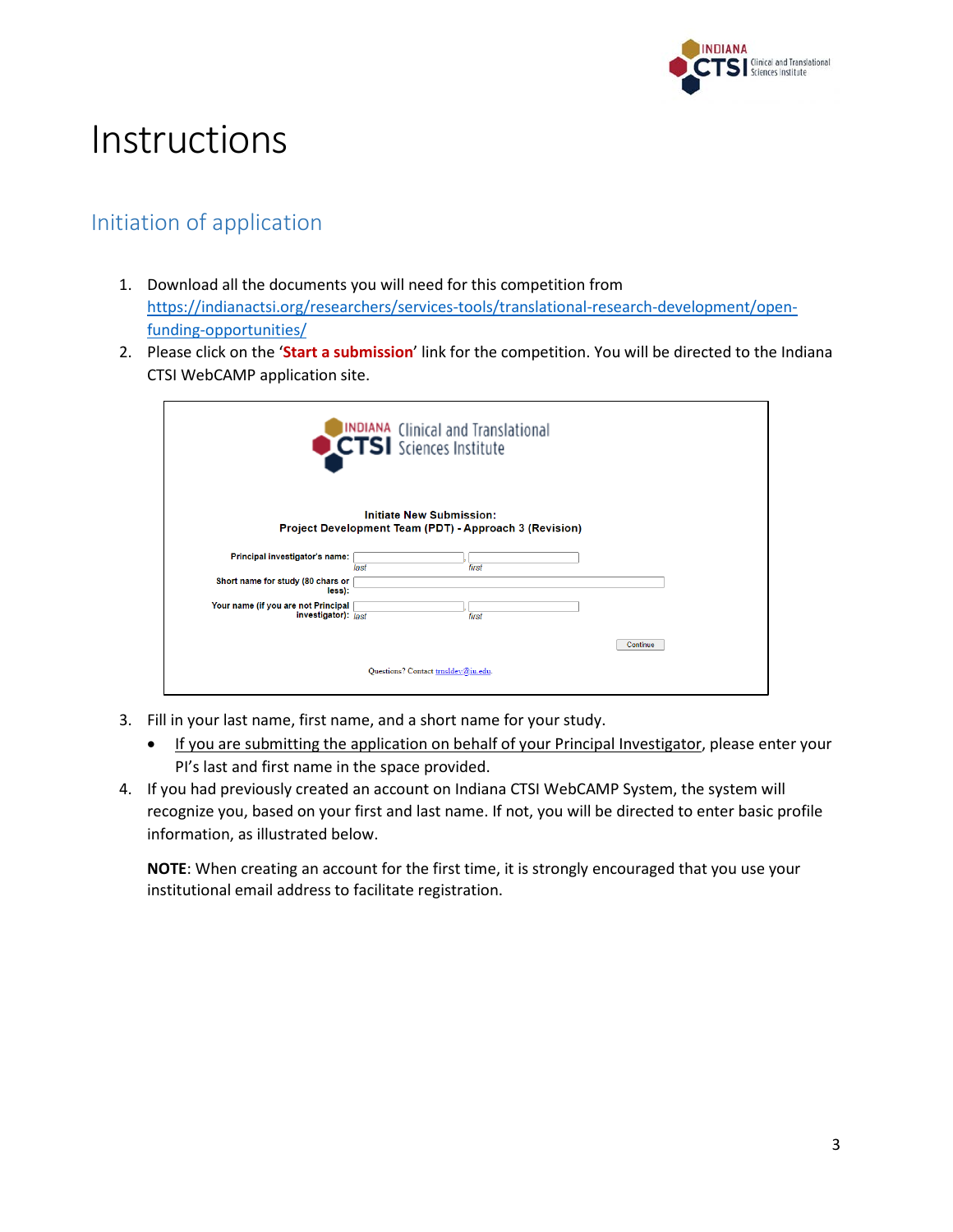# Instructions

## Initiation of application

1. Download all the documents you will need for this competition from [https://indianactsi.org/researchers/services-tools/translational-research-development/open-funding-opportunities/](https://indianactsi.org/researchers/services-tools/translational-research-development/open-funding-opportunities/)
2. Please click on the '**Start a submission**' link for the competition. You will be directed to the Indiana CTSI WebCAMP application site.

**Initiate New Submission:**
**Project Development Team (PDT) - Approach 3 (Revision)**

**Principal investigator's name:** last, first

**Short name for study (80 chars or less):**

**Your name (if you are not Principal investigator):** last, first

Continue

Questions? Contact trnsldev@iu.edu.

3. Fill in your last name, first name, and a short name for your study.
   - If you are submitting the application on behalf of your Principal Investigator, please enter your PI's last and first name in the space provided.
4. If you had previously created an account on Indiana CTSI WebCAMP System, the system will recognize you, based on your first and last name. If not, you will be directed to enter basic profile information, as illustrated below.

   **NOTE**: When creating an account for the first time, it is strongly encouraged that you use your institutional email address to facilitate registration.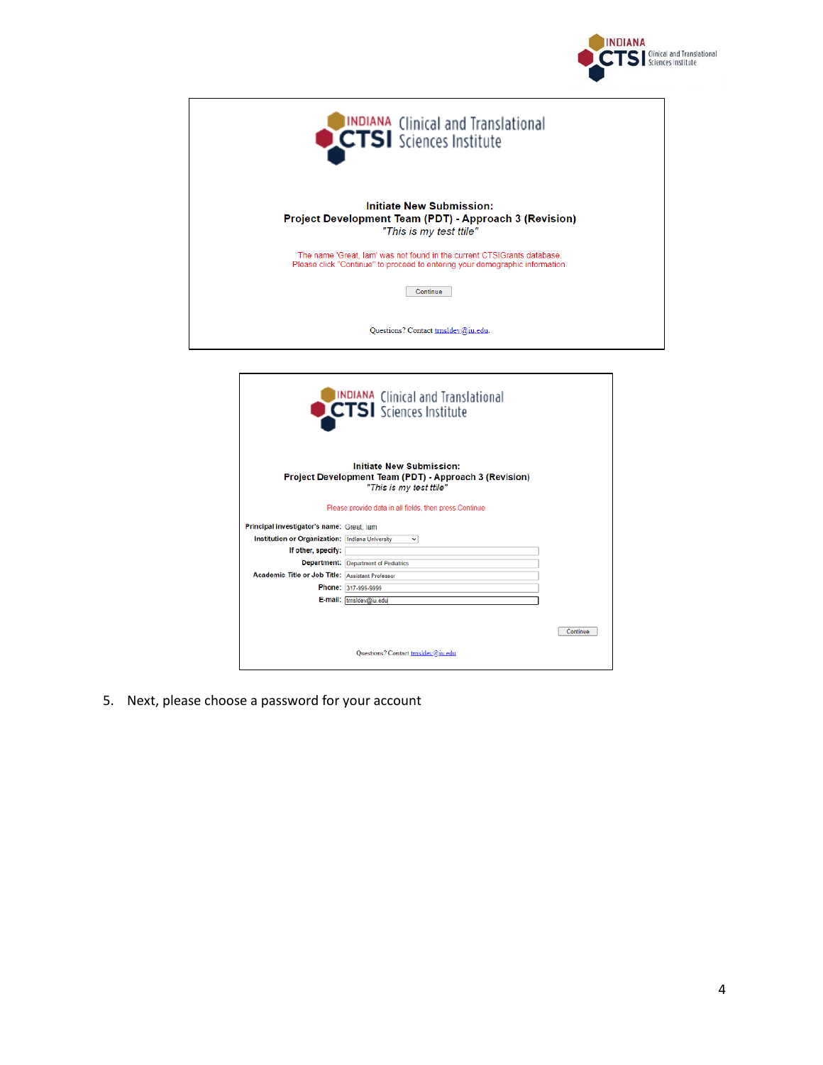**Initiate New Submission:**
**Project Development Team (PDT) - Approach 3 (Revision)**
*"This is my test ttile"*

The name 'Great, Iam' was not found in the current CTSIGrants database.
Please click "Continue" to proceed to entering your demographic information.

Continue

Questions? Contact trnsldev@iu.edu.

**Initiate New Submission:**
**Project Development Team (PDT) - Approach 3 (Revision)**
*"This is my test ttile"*

Please provide data in all fields, then press Continue.

| Field | Value |
| --- | --- |
| **Principal investigator's name:** | Great, Iam |
| **Institution or Organization:** | Indiana University |
| **If other, specify:** | |
| **Department:** | Department of Pediatrics |
| **Academic Title or Job Title:** | Assistant Professor |
| **Phone:** | 317-999-9999 |
| **E-mail:** | trnsldev@iu.edu |

Continue

Questions? Contact trnsldev@iu.edu

5. Next, please choose a password for your account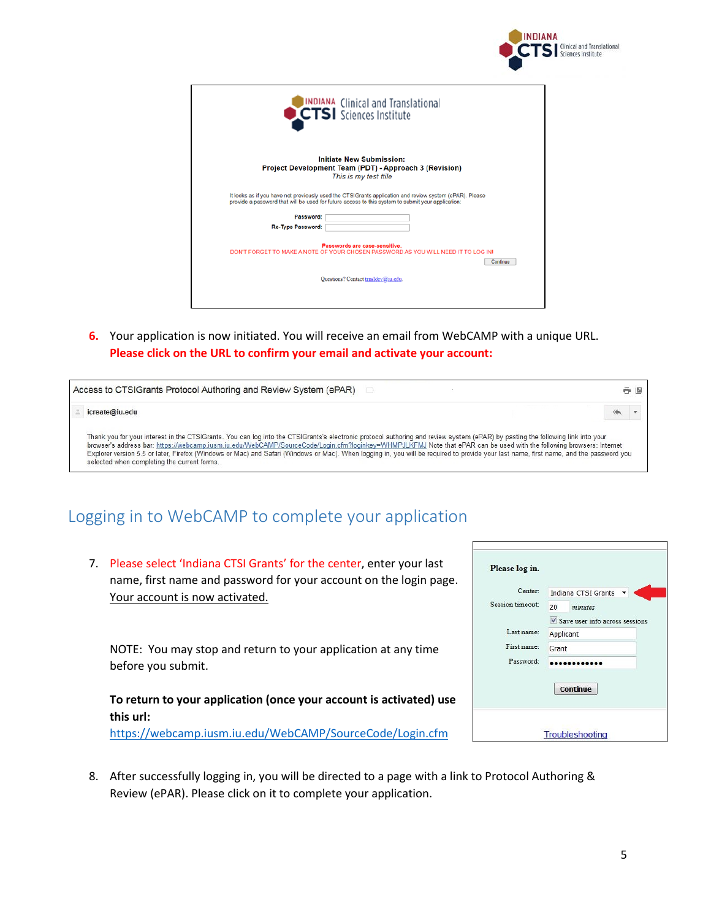6. Your application is now initiated. You will receive an email from WebCAMP with a unique URL. **Please click on the URL to confirm your email and activate your account:**

## Logging in to WebCAMP to complete your application

7. Please select 'Indiana CTSI Grants' for the center, enter your last name, first name and password for your account on the login page. Your account is now activated.

   NOTE: You may stop and return to your application at any time before you submit.

   **To return to your application (once your account is activated) use this url:** https://webcamp.iusm.iu.edu/WebCAMP/SourceCode/Login.cfm

8. After successfully logging in, you will be directed to a page with a link to Protocol Authoring & Review (ePAR). Please click on it to complete your application.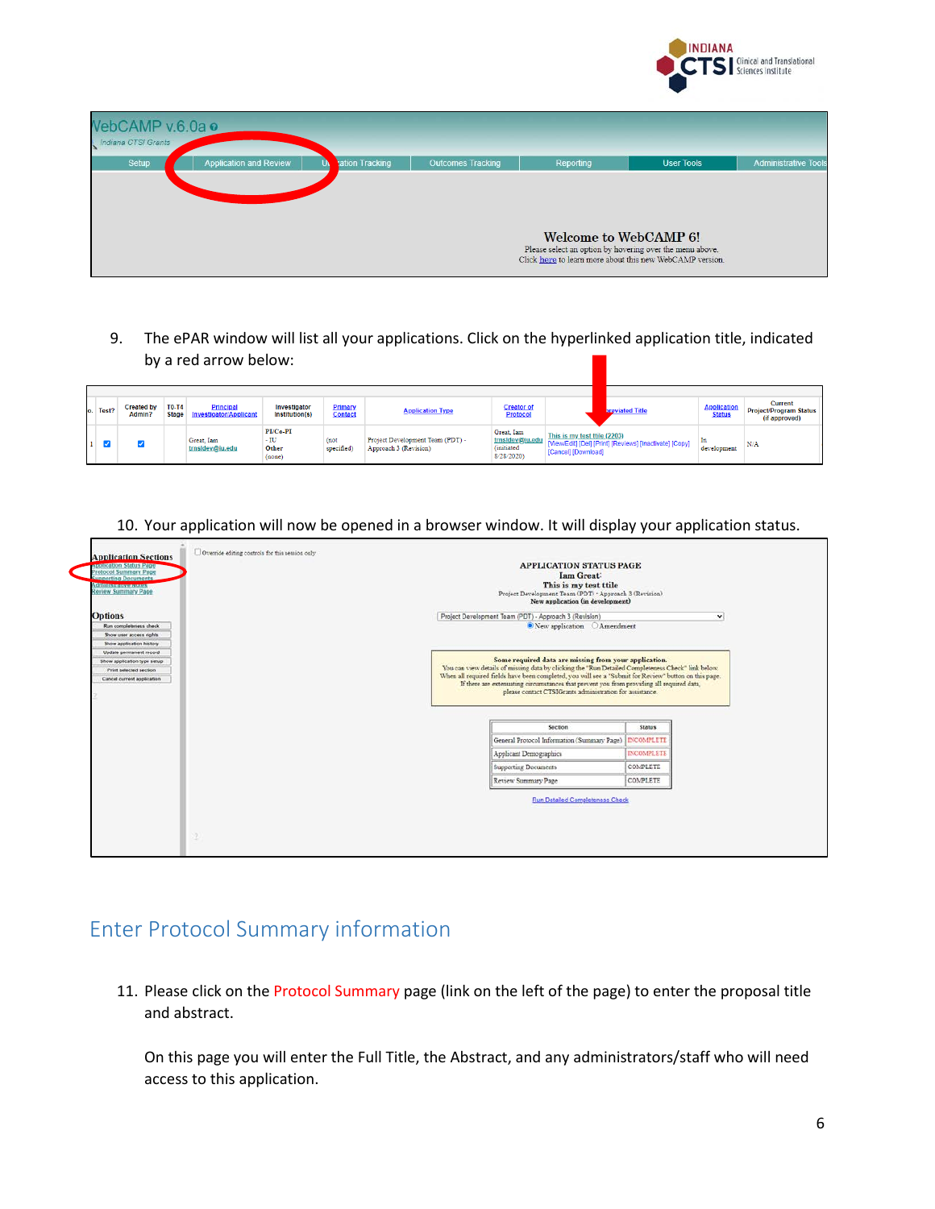9. The ePAR window will list all your applications. Click on the hyperlinked application title, indicated by a red arrow below:

10. Your application will now be opened in a browser window. It will display your application status.

## Enter Protocol Summary information

11. Please click on the Protocol Summary page (link on the left of the page) to enter the proposal title and abstract.

    On this page you will enter the Full Title, the Abstract, and any administrators/staff who will need access to this application.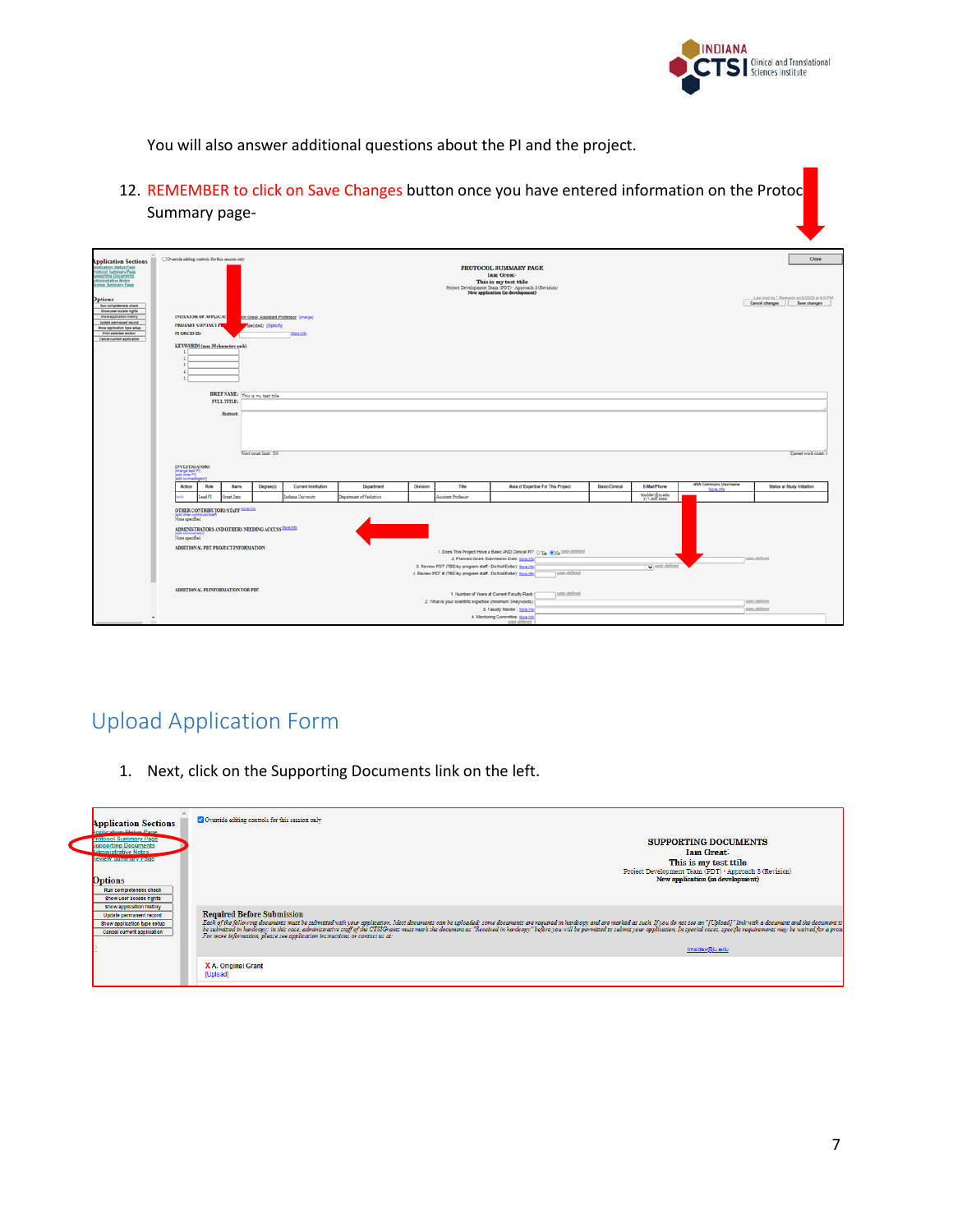You will also answer additional questions about the PI and the project.

12. REMEMBER to click on Save Changes button once you have entered information on the Protocol Summary page-

## Upload Application Form

1. Next, click on the Supporting Documents link on the left.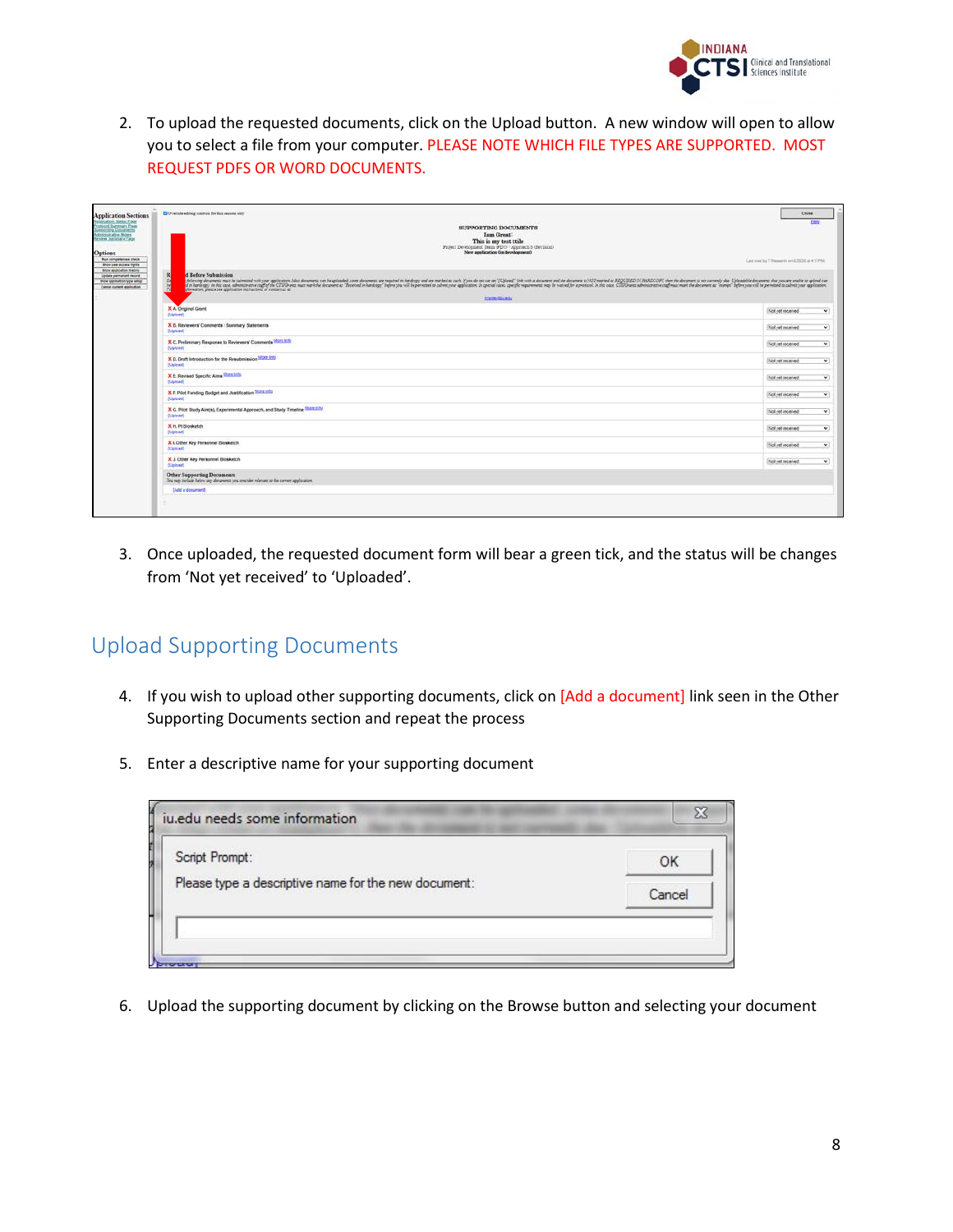2. To upload the requested documents, click on the Upload button. A new window will open to allow you to select a file from your computer. PLEASE NOTE WHICH FILE TYPES ARE SUPPORTED. MOST REQUEST PDFS OR WORD DOCUMENTS.

3. Once uploaded, the requested document form will bear a green tick, and the status will be changes from 'Not yet received' to 'Uploaded'.

## Upload Supporting Documents

4. If you wish to upload other supporting documents, click on [Add a document] link seen in the Other Supporting Documents section and repeat the process

5. Enter a descriptive name for your supporting document

6. Upload the supporting document by clicking on the Browse button and selecting your document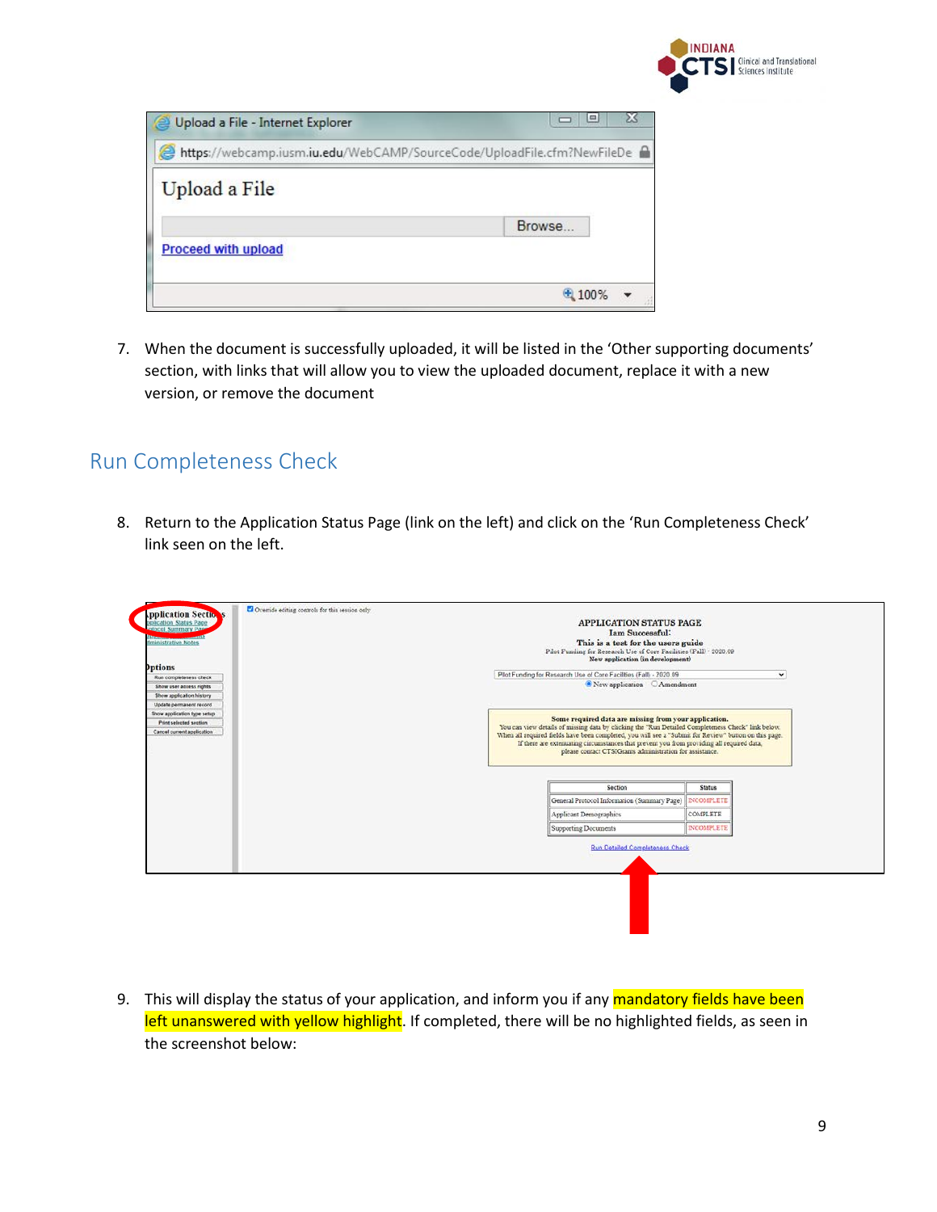7. When the document is successfully uploaded, it will be listed in the 'Other supporting documents' section, with links that will allow you to view the uploaded document, replace it with a new version, or remove the document

## Run Completeness Check

8. Return to the Application Status Page (link on the left) and click on the 'Run Completeness Check' link seen on the left.

9. This will display the status of your application, and inform you if any mandatory fields have been left unanswered with yellow highlight. If completed, there will be no highlighted fields, as seen in the screenshot below: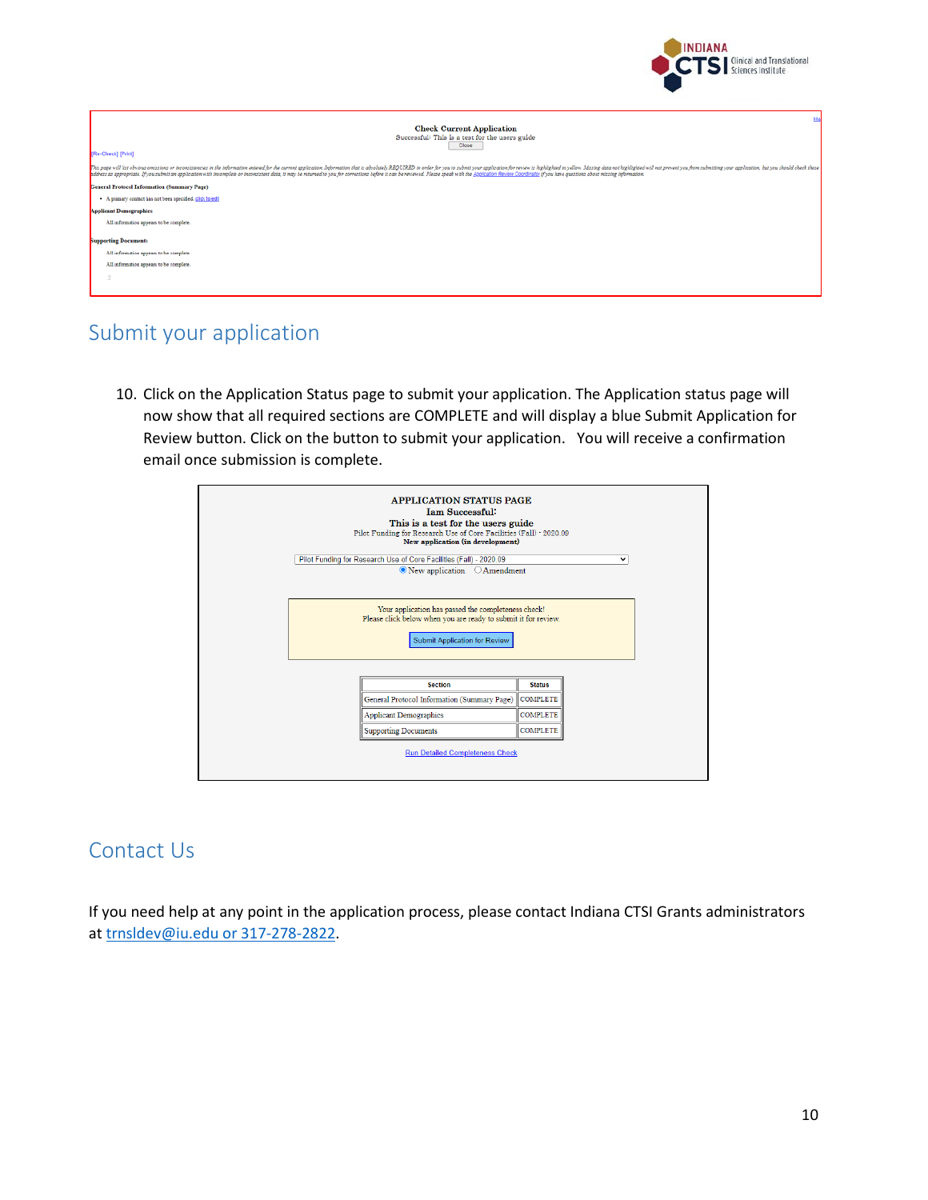## Submit your application

10. Click on the Application Status page to submit your application. The Application status page will now show that all required sections are COMPLETE and will display a blue Submit Application for Review button. Click on the button to submit your application. You will receive a confirmation email once submission is complete.

## Contact Us

If you need help at any point in the application process, please contact Indiana CTSI Grants administrators at trnsldev@iu.edu or 317-278-2822.